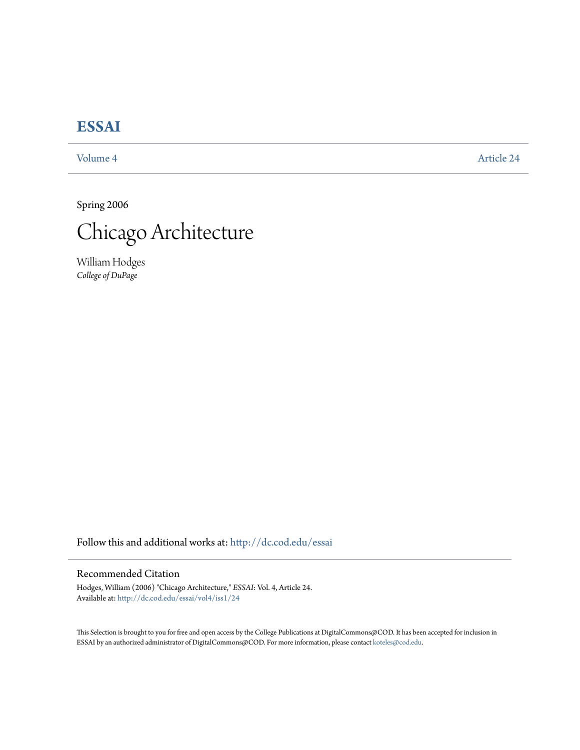# ESSAI

Volume 4 | Article 24

Spring 2006

# Chicago Architecture

William Hodges
*College of DuPage*

Follow this and additional works at: http://dc.cod.edu/essai

## Recommended Citation

Hodges, William (2006) "Chicago Architecture," *ESSAI*: Vol. 4, Article 24.
Available at: http://dc.cod.edu/essai/vol4/iss1/24

This Selection is brought to you for free and open access by the College Publications at DigitalCommons@COD. It has been accepted for inclusion in ESSAI by an authorized administrator of DigitalCommons@COD. For more information, please contact koteles@cod.edu.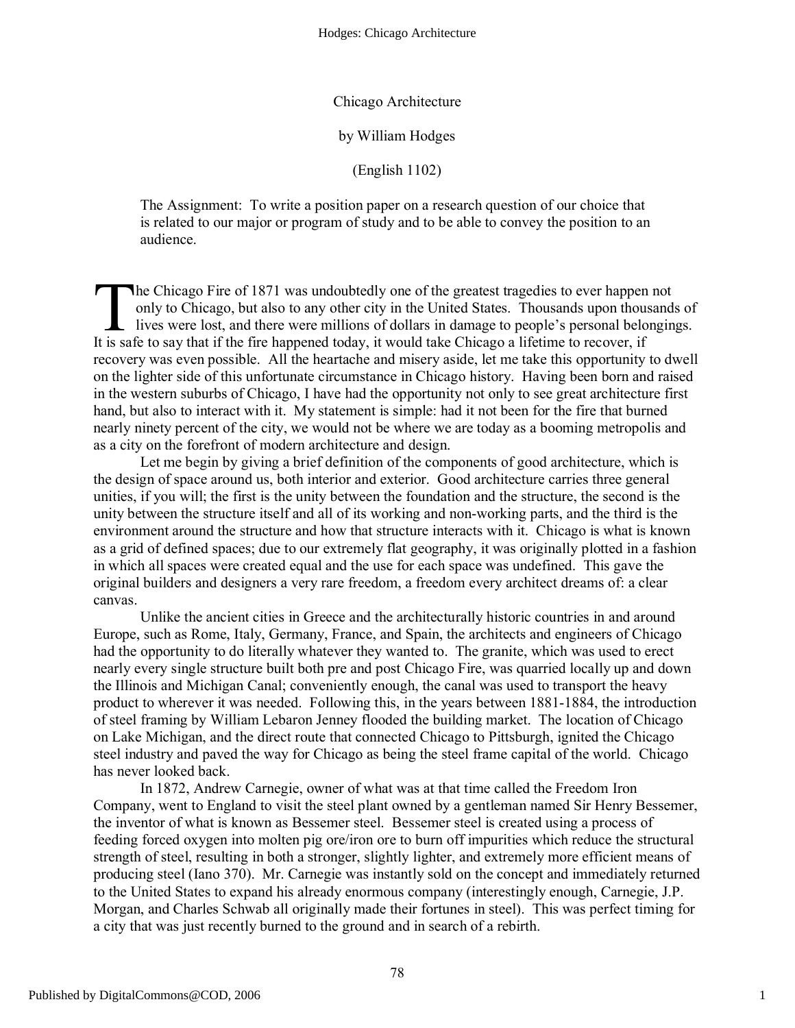# Chicago Architecture

by William Hodges

(English 1102)

> The Assignment: To write a position paper on a research question of our choice that is related to our major or program of study and to be able to convey the position to an audience.

The Chicago Fire of 1871 was undoubtedly one of the greatest tragedies to ever happen not only to Chicago, but also to any other city in the United States. Thousands upon thousands of lives were lost, and there were millions of dollars in damage to people's personal belongings. It is safe to say that if the fire happened today, it would take Chicago a lifetime to recover, if recovery was even possible. All the heartache and misery aside, let me take this opportunity to dwell on the lighter side of this unfortunate circumstance in Chicago history. Having been born and raised in the western suburbs of Chicago, I have had the opportunity not only to see great architecture first hand, but also to interact with it. My statement is simple: had it not been for the fire that burned nearly ninety percent of the city, we would not be where we are today as a booming metropolis and as a city on the forefront of modern architecture and design.

Let me begin by giving a brief definition of the components of good architecture, which is the design of space around us, both interior and exterior. Good architecture carries three general unities, if you will; the first is the unity between the foundation and the structure, the second is the unity between the structure itself and all of its working and non-working parts, and the third is the environment around the structure and how that structure interacts with it. Chicago is what is known as a grid of defined spaces; due to our extremely flat geography, it was originally plotted in a fashion in which all spaces were created equal and the use for each space was undefined. This gave the original builders and designers a very rare freedom, a freedom every architect dreams of: a clear canvas.

Unlike the ancient cities in Greece and the architecturally historic countries in and around Europe, such as Rome, Italy, Germany, France, and Spain, the architects and engineers of Chicago had the opportunity to do literally whatever they wanted to. The granite, which was used to erect nearly every single structure built both pre and post Chicago Fire, was quarried locally up and down the Illinois and Michigan Canal; conveniently enough, the canal was used to transport the heavy product to wherever it was needed. Following this, in the years between 1881-1884, the introduction of steel framing by William Lebaron Jenney flooded the building market. The location of Chicago on Lake Michigan, and the direct route that connected Chicago to Pittsburgh, ignited the Chicago steel industry and paved the way for Chicago as being the steel frame capital of the world. Chicago has never looked back.

In 1872, Andrew Carnegie, owner of what was at that time called the Freedom Iron Company, went to England to visit the steel plant owned by a gentleman named Sir Henry Bessemer, the inventor of what is known as Bessemer steel. Bessemer steel is created using a process of feeding forced oxygen into molten pig ore/iron ore to burn off impurities which reduce the structural strength of steel, resulting in both a stronger, slightly lighter, and extremely more efficient means of producing steel (Iano 370). Mr. Carnegie was instantly sold on the concept and immediately returned to the United States to expand his already enormous company (interestingly enough, Carnegie, J.P. Morgan, and Charles Schwab all originally made their fortunes in steel). This was perfect timing for a city that was just recently burned to the ground and in search of a rebirth.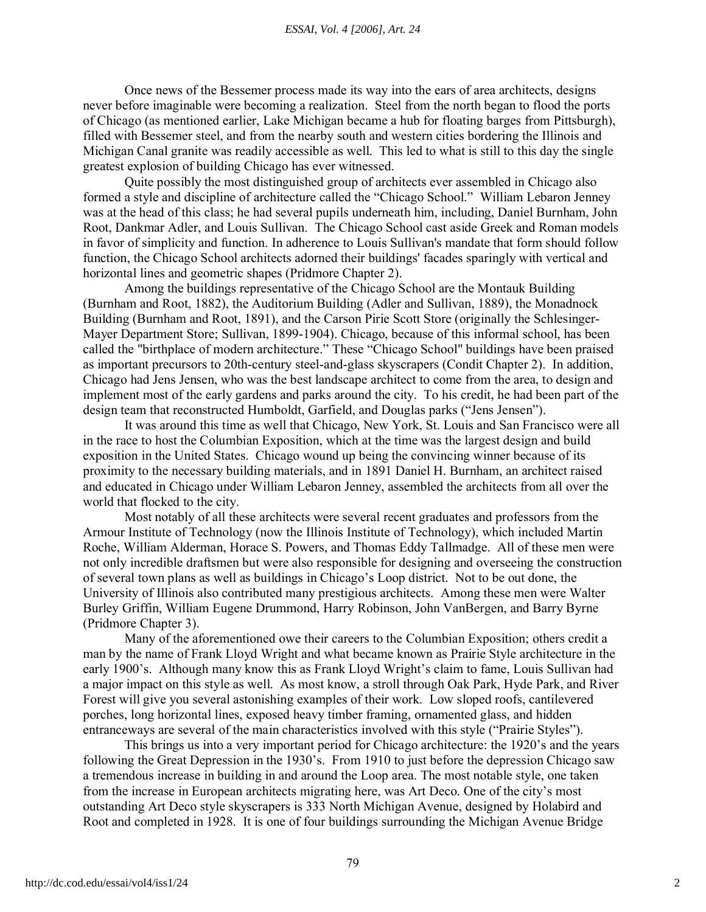Once news of the Bessemer process made its way into the ears of area architects, designs never before imaginable were becoming a realization. Steel from the north began to flood the ports of Chicago (as mentioned earlier, Lake Michigan became a hub for floating barges from Pittsburgh), filled with Bessemer steel, and from the nearby south and western cities bordering the Illinois and Michigan Canal granite was readily accessible as well. This led to what is still to this day the single greatest explosion of building Chicago has ever witnessed.

Quite possibly the most distinguished group of architects ever assembled in Chicago also formed a style and discipline of architecture called the "Chicago School." William Lebaron Jenney was at the head of this class; he had several pupils underneath him, including, Daniel Burnham, John Root, Dankmar Adler, and Louis Sullivan. The Chicago School cast aside Greek and Roman models in favor of simplicity and function. In adherence to Louis Sullivan's mandate that form should follow function, the Chicago School architects adorned their buildings' facades sparingly with vertical and horizontal lines and geometric shapes (Pridmore Chapter 2).

Among the buildings representative of the Chicago School are the Montauk Building (Burnham and Root, 1882), the Auditorium Building (Adler and Sullivan, 1889), the Monadnock Building (Burnham and Root, 1891), and the Carson Pirie Scott Store (originally the Schlesinger-Mayer Department Store; Sullivan, 1899-1904). Chicago, because of this informal school, has been called the "birthplace of modern architecture." These "Chicago School" buildings have been praised as important precursors to 20th-century steel-and-glass skyscrapers (Condit Chapter 2). In addition, Chicago had Jens Jensen, who was the best landscape architect to come from the area, to design and implement most of the early gardens and parks around the city. To his credit, he had been part of the design team that reconstructed Humboldt, Garfield, and Douglas parks ("Jens Jensen").

It was around this time as well that Chicago, New York, St. Louis and San Francisco were all in the race to host the Columbian Exposition, which at the time was the largest design and build exposition in the United States. Chicago wound up being the convincing winner because of its proximity to the necessary building materials, and in 1891 Daniel H. Burnham, an architect raised and educated in Chicago under William Lebaron Jenney, assembled the architects from all over the world that flocked to the city.

Most notably of all these architects were several recent graduates and professors from the Armour Institute of Technology (now the Illinois Institute of Technology), which included Martin Roche, William Alderman, Horace S. Powers, and Thomas Eddy Tallmadge. All of these men were not only incredible draftsmen but were also responsible for designing and overseeing the construction of several town plans as well as buildings in Chicago's Loop district. Not to be out done, the University of Illinois also contributed many prestigious architects. Among these men were Walter Burley Griffin, William Eugene Drummond, Harry Robinson, John VanBergen, and Barry Byrne (Pridmore Chapter 3).

Many of the aforementioned owe their careers to the Columbian Exposition; others credit a man by the name of Frank Lloyd Wright and what became known as Prairie Style architecture in the early 1900's. Although many know this as Frank Lloyd Wright's claim to fame, Louis Sullivan had a major impact on this style as well. As most know, a stroll through Oak Park, Hyde Park, and River Forest will give you several astonishing examples of their work. Low sloped roofs, cantilevered porches, long horizontal lines, exposed heavy timber framing, ornamented glass, and hidden entranceways are several of the main characteristics involved with this style ("Prairie Styles").

This brings us into a very important period for Chicago architecture: the 1920's and the years following the Great Depression in the 1930's. From 1910 to just before the depression Chicago saw a tremendous increase in building in and around the Loop area. The most notable style, one taken from the increase in European architects migrating here, was Art Deco. One of the city's most outstanding Art Deco style skyscrapers is 333 North Michigan Avenue, designed by Holabird and Root and completed in 1928. It is one of four buildings surrounding the Michigan Avenue Bridge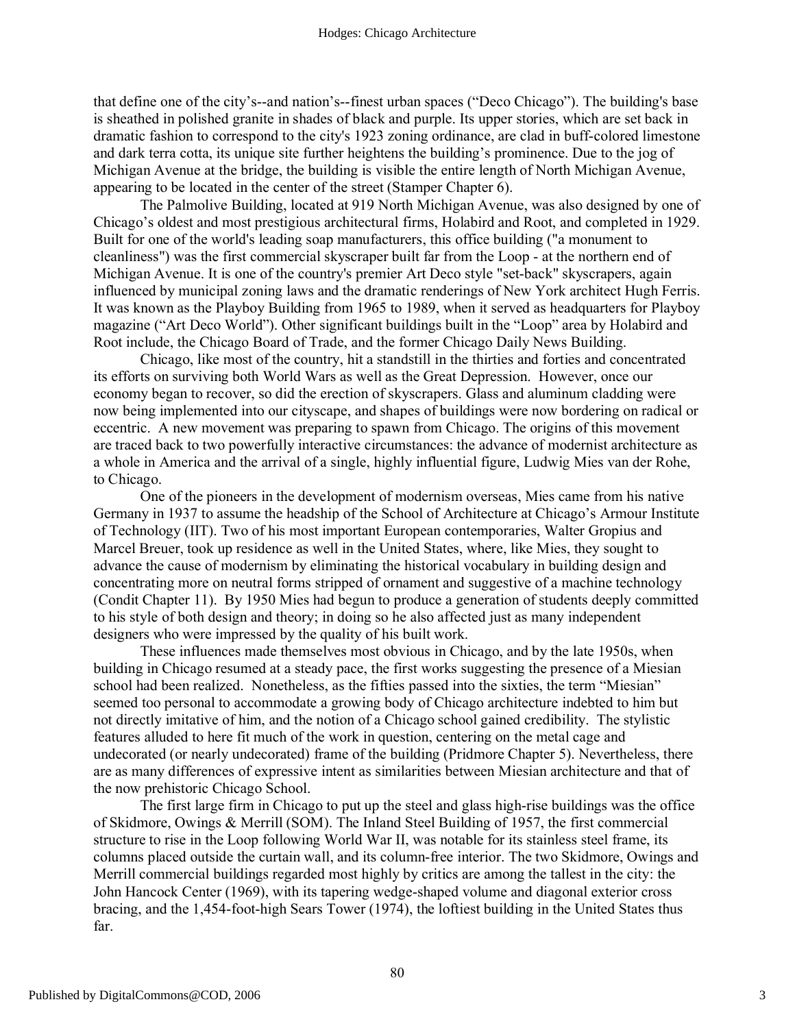that define one of the city's--and nation's--finest urban spaces ("Deco Chicago"). The building's base is sheathed in polished granite in shades of black and purple. Its upper stories, which are set back in dramatic fashion to correspond to the city's 1923 zoning ordinance, are clad in buff-colored limestone and dark terra cotta, its unique site further heightens the building's prominence. Due to the jog of Michigan Avenue at the bridge, the building is visible the entire length of North Michigan Avenue, appearing to be located in the center of the street (Stamper Chapter 6).

The Palmolive Building, located at 919 North Michigan Avenue, was also designed by one of Chicago's oldest and most prestigious architectural firms, Holabird and Root, and completed in 1929. Built for one of the world's leading soap manufacturers, this office building ("a monument to cleanliness") was the first commercial skyscraper built far from the Loop - at the northern end of Michigan Avenue. It is one of the country's premier Art Deco style "set-back" skyscrapers, again influenced by municipal zoning laws and the dramatic renderings of New York architect Hugh Ferris. It was known as the Playboy Building from 1965 to 1989, when it served as headquarters for Playboy magazine ("Art Deco World"). Other significant buildings built in the "Loop" area by Holabird and Root include, the Chicago Board of Trade, and the former Chicago Daily News Building.

Chicago, like most of the country, hit a standstill in the thirties and forties and concentrated its efforts on surviving both World Wars as well as the Great Depression. However, once our economy began to recover, so did the erection of skyscrapers. Glass and aluminum cladding were now being implemented into our cityscape, and shapes of buildings were now bordering on radical or eccentric. A new movement was preparing to spawn from Chicago. The origins of this movement are traced back to two powerfully interactive circumstances: the advance of modernist architecture as a whole in America and the arrival of a single, highly influential figure, Ludwig Mies van der Rohe, to Chicago.

One of the pioneers in the development of modernism overseas, Mies came from his native Germany in 1937 to assume the headship of the School of Architecture at Chicago's Armour Institute of Technology (IIT). Two of his most important European contemporaries, Walter Gropius and Marcel Breuer, took up residence as well in the United States, where, like Mies, they sought to advance the cause of modernism by eliminating the historical vocabulary in building design and concentrating more on neutral forms stripped of ornament and suggestive of a machine technology (Condit Chapter 11). By 1950 Mies had begun to produce a generation of students deeply committed to his style of both design and theory; in doing so he also affected just as many independent designers who were impressed by the quality of his built work.

These influences made themselves most obvious in Chicago, and by the late 1950s, when building in Chicago resumed at a steady pace, the first works suggesting the presence of a Miesian school had been realized. Nonetheless, as the fifties passed into the sixties, the term "Miesian" seemed too personal to accommodate a growing body of Chicago architecture indebted to him but not directly imitative of him, and the notion of a Chicago school gained credibility. The stylistic features alluded to here fit much of the work in question, centering on the metal cage and undecorated (or nearly undecorated) frame of the building (Pridmore Chapter 5). Nevertheless, there are as many differences of expressive intent as similarities between Miesian architecture and that of the now prehistoric Chicago School.

The first large firm in Chicago to put up the steel and glass high-rise buildings was the office of Skidmore, Owings & Merrill (SOM). The Inland Steel Building of 1957, the first commercial structure to rise in the Loop following World War II, was notable for its stainless steel frame, its columns placed outside the curtain wall, and its column-free interior. The two Skidmore, Owings and Merrill commercial buildings regarded most highly by critics are among the tallest in the city: the John Hancock Center (1969), with its tapering wedge-shaped volume and diagonal exterior cross bracing, and the 1,454-foot-high Sears Tower (1974), the loftiest building in the United States thus far.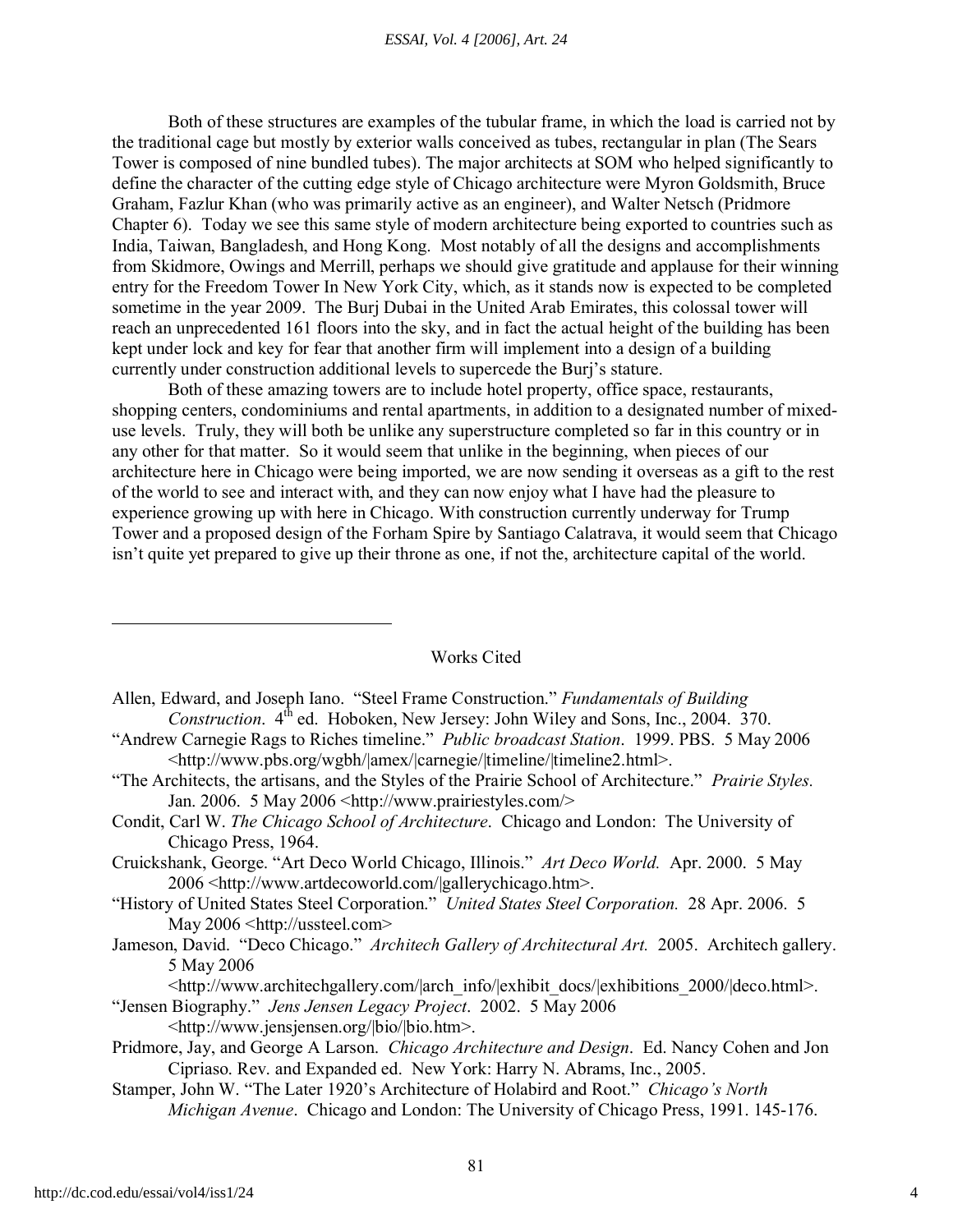Both of these structures are examples of the tubular frame, in which the load is carried not by the traditional cage but mostly by exterior walls conceived as tubes, rectangular in plan (The Sears Tower is composed of nine bundled tubes). The major architects at SOM who helped significantly to define the character of the cutting edge style of Chicago architecture were Myron Goldsmith, Bruce Graham, Fazlur Khan (who was primarily active as an engineer), and Walter Netsch (Pridmore Chapter 6). Today we see this same style of modern architecture being exported to countries such as India, Taiwan, Bangladesh, and Hong Kong. Most notably of all the designs and accomplishments from Skidmore, Owings and Merrill, perhaps we should give gratitude and applause for their winning entry for the Freedom Tower In New York City, which, as it stands now is expected to be completed sometime in the year 2009. The Burj Dubai in the United Arab Emirates, this colossal tower will reach an unprecedented 161 floors into the sky, and in fact the actual height of the building has been kept under lock and key for fear that another firm will implement into a design of a building currently under construction additional levels to supercede the Burj's stature.

Both of these amazing towers are to include hotel property, office space, restaurants, shopping centers, condominiums and rental apartments, in addition to a designated number of mixed-use levels. Truly, they will both be unlike any superstructure completed so far in this country or in any other for that matter. So it would seem that unlike in the beginning, when pieces of our architecture here in Chicago were being imported, we are now sending it overseas as a gift to the rest of the world to see and interact with, and they can now enjoy what I have had the pleasure to experience growing up with here in Chicago. With construction currently underway for Trump Tower and a proposed design of the Forham Spire by Santiago Calatrava, it would seem that Chicago isn't quite yet prepared to give up their throne as one, if not the, architecture capital of the world.

## Works Cited

Allen, Edward, and Joseph Iano. "Steel Frame Construction." *Fundamentals of Building Construction*. 4th ed. Hoboken, New Jersey: John Wiley and Sons, Inc., 2004. 370.

"Andrew Carnegie Rags to Riches timeline." *Public broadcast Station*. 1999. PBS. 5 May 2006 <http://www.pbs.org/wgbh/|amex/|carnegie/|timeline/|timeline2.html>.

"The Architects, the artisans, and the Styles of the Prairie School of Architecture." *Prairie Styles.* Jan. 2006. 5 May 2006 <http://www.prairiestyles.com/>

Condit, Carl W. *The Chicago School of Architecture*. Chicago and London: The University of Chicago Press, 1964.

Cruickshank, George. "Art Deco World Chicago, Illinois." *Art Deco World.* Apr. 2000. 5 May 2006 <http://www.artdecoworld.com/|gallerychicago.htm>.

"History of United States Steel Corporation." *United States Steel Corporation.* 28 Apr. 2006. 5 May 2006 <http://usstee l.com>

Jameson, David. "Deco Chicago." *Architech Gallery of Architectural Art.* 2005. Architech gallery. 5 May 2006 <http://www.architechgallery.com/|arch_info/|exhibit_docs/|exhibitions_2000/|deco.html>.

"Jensen Biography." *Jens Jensen Legacy Project*. 2002. 5 May 2006 <http://www.jensjensen.org/|bio/|bio.htm>.

Pridmore, Jay, and George A Larson. *Chicago Architecture and Design*. Ed. Nancy Cohen and Jon Cipriaso. Rev. and Expanded ed. New York: Harry N. Abrams, Inc., 2005.

Stamper, John W. "The Later 1920's Architecture of Holabird and Root." *Chicago's North Michigan Avenue*. Chicago and London: The University of Chicago Press, 1991. 145-176.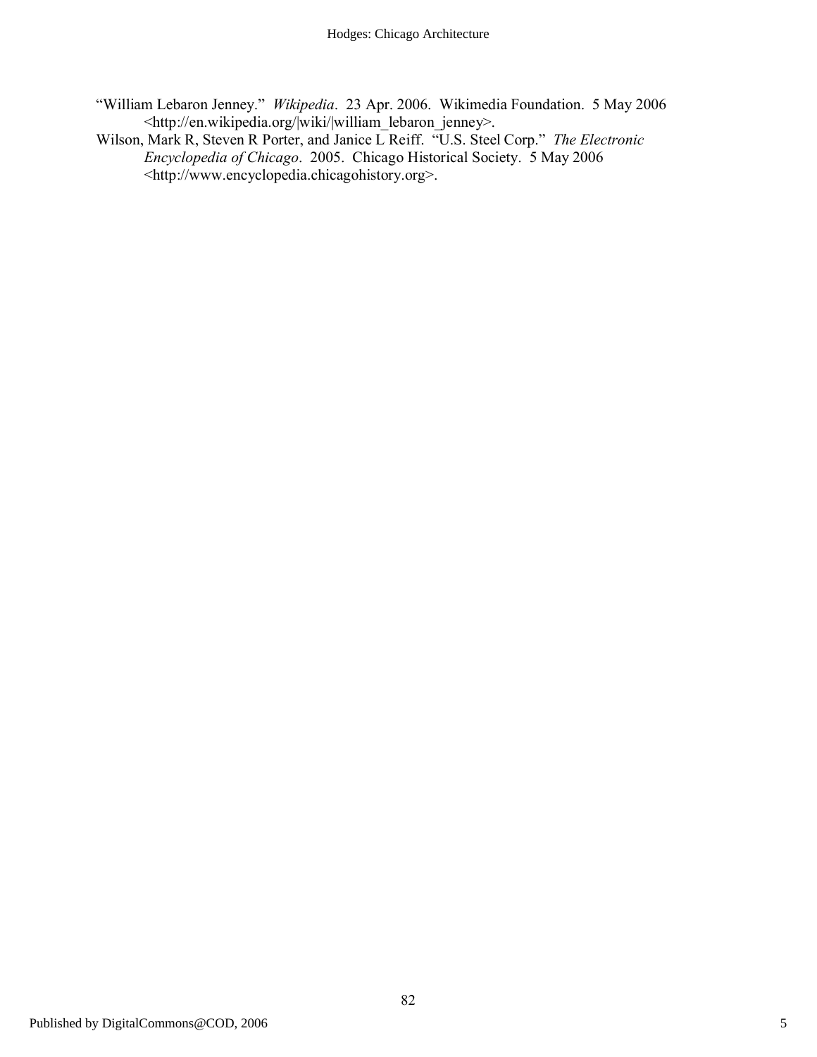"William Lebaron Jenney." *Wikipedia*. 23 Apr. 2006. Wikimedia Foundation. 5 May 2006 <http://en.wikipedia.org/|wiki/|william_lebaron_jenney>.

Wilson, Mark R, Steven R Porter, and Janice L Reiff. "U.S. Steel Corp." *The Electronic Encyclopedia of Chicago*. 2005. Chicago Historical Society. 5 May 2006 <http://www.encyclopedia.chicagohistory.org>.